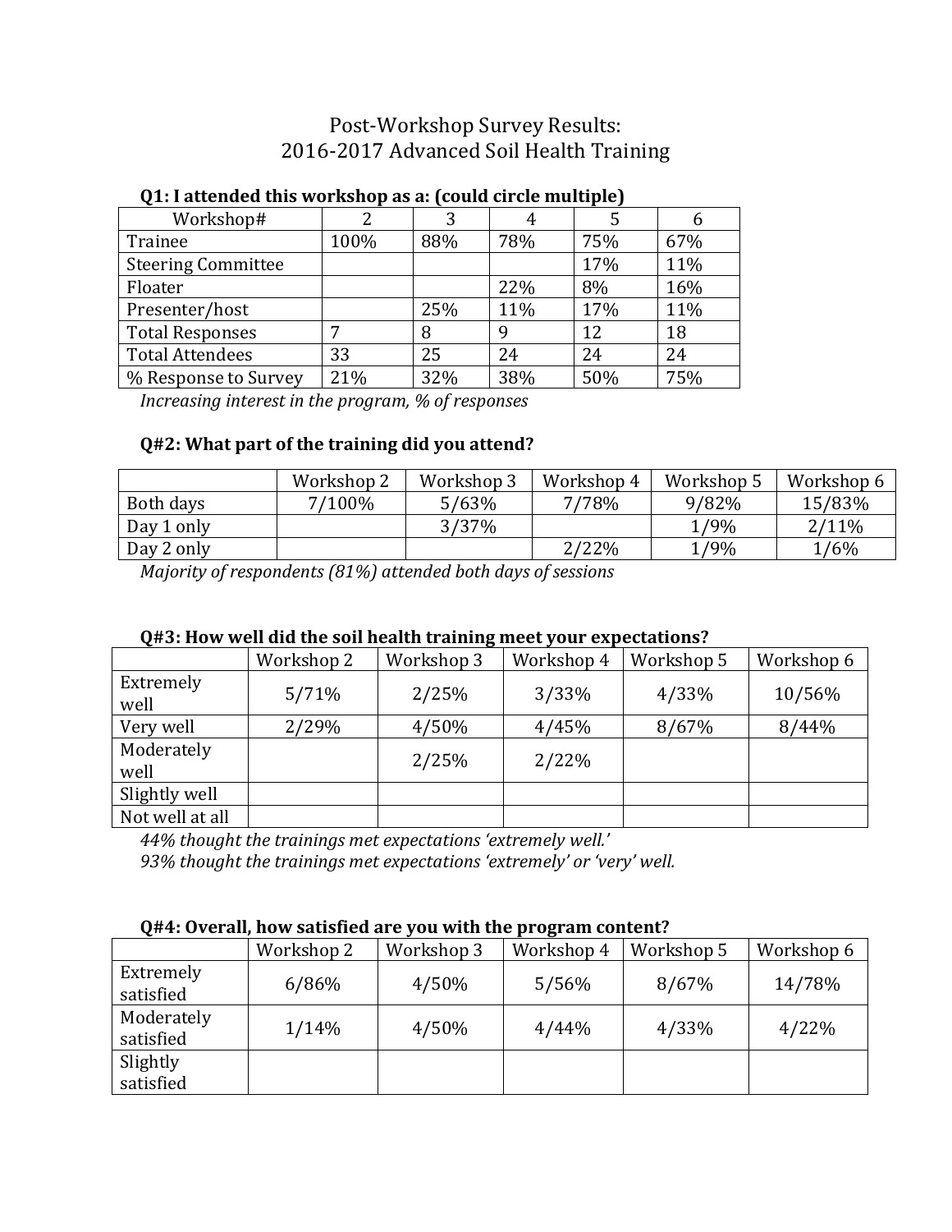# Post-Workshop Survey Results:
# 2016-2017 Advanced Soil Health Training

### Q1: I attended this workshop as a: (could circle multiple)

| Workshop# | 2 | 3 | 4 | 5 | 6 |
|---|---|---|---|---|---|
| Trainee | 100% | 88% | 78% | 75% | 67% |
| Steering Committee | | | | 17% | 11% |
| Floater | | | 22% | 8% | 16% |
| Presenter/host | | 25% | 11% | 17% | 11% |
| Total Responses | 7 | 8 | 9 | 12 | 18 |
| Total Attendees | 33 | 25 | 24 | 24 | 24 |
| % Response to Survey | 21% | 32% | 38% | 50% | 75% |

*Increasing interest in the program, % of responses*

### Q#2: What part of the training did you attend?

| | Workshop 2 | Workshop 3 | Workshop 4 | Workshop 5 | Workshop 6 |
|---|---|---|---|---|---|
| Both days | 7/100% | 5/63% | 7/78% | 9/82% | 15/83% |
| Day 1 only | | 3/37% | | 1/9% | 2/11% |
| Day 2 only | | | 2/22% | 1/9% | 1/6% |

*Majority of respondents (81%) attended both days of sessions*

### Q#3: How well did the soil health training meet your expectations?

| | Workshop 2 | Workshop 3 | Workshop 4 | Workshop 5 | Workshop 6 |
|---|---|---|---|---|---|
| Extremely well | 5/71% | 2/25% | 3/33% | 4/33% | 10/56% |
| Very well | 2/29% | 4/50% | 4/45% | 8/67% | 8/44% |
| Moderately well | | 2/25% | 2/22% | | |
| Slightly well | | | | | |
| Not well at all | | | | | |

*44% thought the trainings met expectations 'extremely well.'*
*93% thought the trainings met expectations 'extremely' or 'very' well.*

### Q#4: Overall, how satisfied are you with the program content?

| | Workshop 2 | Workshop 3 | Workshop 4 | Workshop 5 | Workshop 6 |
|---|---|---|---|---|---|
| Extremely satisfied | 6/86% | 4/50% | 5/56% | 8/67% | 14/78% |
| Moderately satisfied | 1/14% | 4/50% | 4/44% | 4/33% | 4/22% |
| Slightly satisfied | | | | | |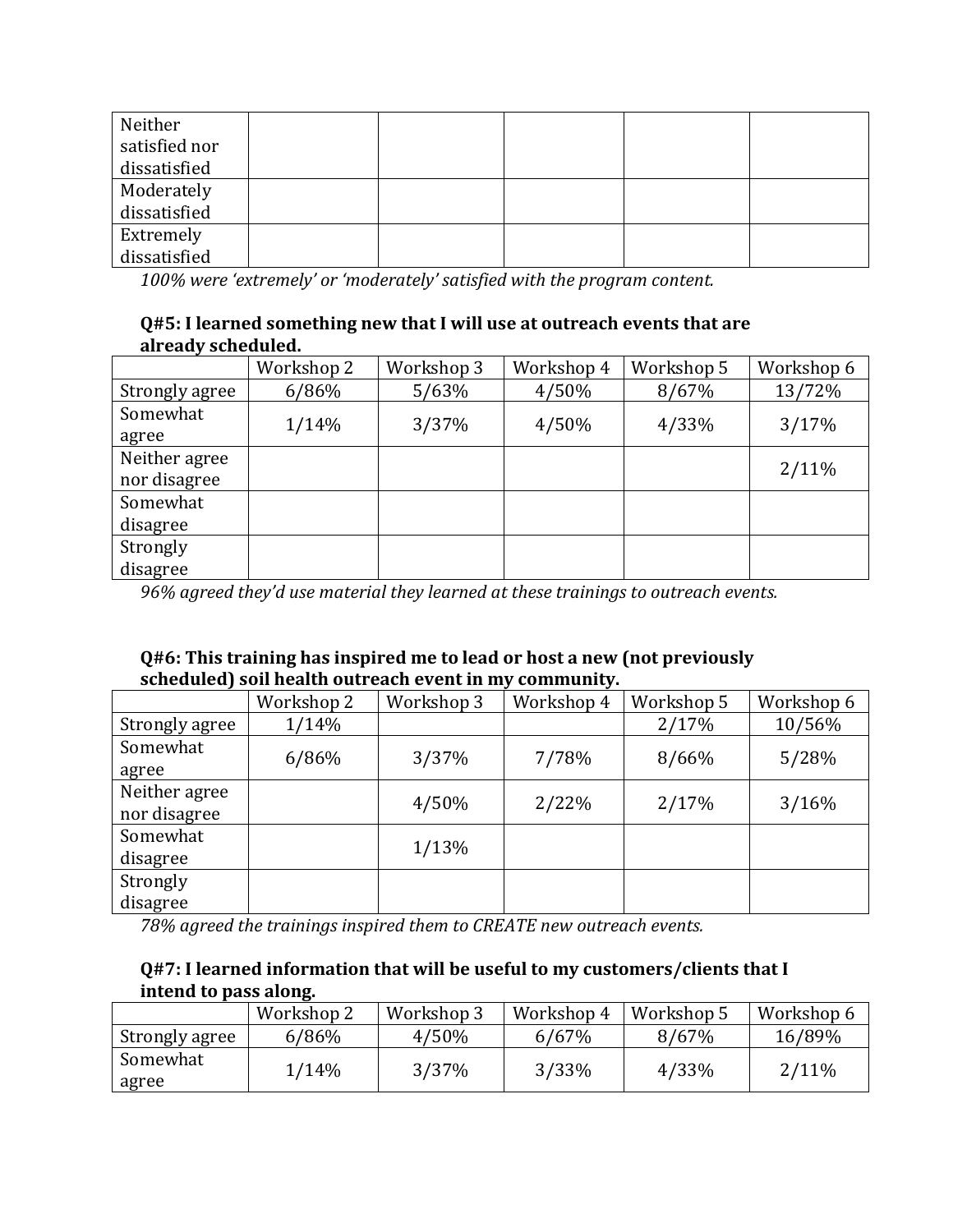| | | | | | |
|---|---|---|---|---|---|
| Neither satisfied nor dissatisfied | | | | | |
| Moderately dissatisfied | | | | | |
| Extremely dissatisfied | | | | | |

*100% were 'extremely' or 'moderately' satisfied with the program content.*

**Q#5: I learned something new that I will use at outreach events that are already scheduled.**

| | Workshop 2 | Workshop 3 | Workshop 4 | Workshop 5 | Workshop 6 |
|---|---|---|---|---|---|
| Strongly agree | 6/86% | 5/63% | 4/50% | 8/67% | 13/72% |
| Somewhat agree | 1/14% | 3/37% | 4/50% | 4/33% | 3/17% |
| Neither agree nor disagree | | | | | 2/11% |
| Somewhat disagree | | | | | |
| Strongly disagree | | | | | |

*96% agreed they'd use material they learned at these trainings to outreach events.*

**Q#6: This training has inspired me to lead or host a new (not previously scheduled) soil health outreach event in my community.**

| | Workshop 2 | Workshop 3 | Workshop 4 | Workshop 5 | Workshop 6 |
|---|---|---|---|---|---|
| Strongly agree | 1/14% | | | 2/17% | 10/56% |
| Somewhat agree | 6/86% | 3/37% | 7/78% | 8/66% | 5/28% |
| Neither agree nor disagree | | 4/50% | 2/22% | 2/17% | 3/16% |
| Somewhat disagree | | 1/13% | | | |
| Strongly disagree | | | | | |

*78% agreed the trainings inspired them to CREATE new outreach events.*

**Q#7: I learned information that will be useful to my customers/clients that I intend to pass along.**

| | Workshop 2 | Workshop 3 | Workshop 4 | Workshop 5 | Workshop 6 |
|---|---|---|---|---|---|
| Strongly agree | 6/86% | 4/50% | 6/67% | 8/67% | 16/89% |
| Somewhat agree | 1/14% | 3/37% | 3/33% | 4/33% | 2/11% |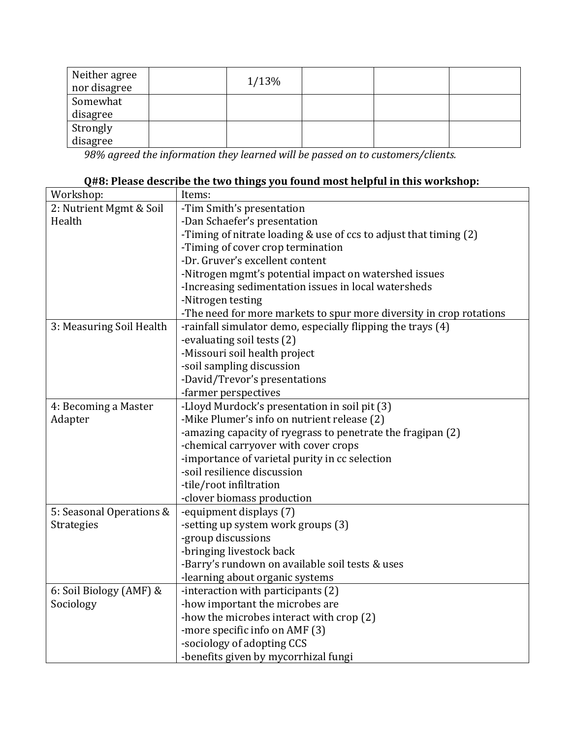| Neither agree nor disagree | | 1/13% | | | |
|---|---|---|---|---|---|
| Somewhat disagree | | | | | |
| Strongly disagree | | | | | |

*98% agreed the information they learned will be passed on to customers/clients.*

**Q#8: Please describe the two things you found most helpful in this workshop:**

| Workshop: | Items: |
|---|---|
| 2: Nutrient Mgmt & Soil Health | -Tim Smith's presentation<br>-Dan Schaefer's presentation<br>-Timing of nitrate loading & use of ccs to adjust that timing (2)<br>-Timing of cover crop termination<br>-Dr. Gruver's excellent content<br>-Nitrogen mgmt's potential impact on watershed issues<br>-Increasing sedimentation issues in local watersheds<br>-Nitrogen testing<br>-The need for more markets to spur more diversity in crop rotations |
| 3: Measuring Soil Health | -rainfall simulator demo, especially flipping the trays (4)<br>-evaluating soil tests (2)<br>-Missouri soil health project<br>-soil sampling discussion<br>-David/Trevor's presentations<br>-farmer perspectives |
| 4: Becoming a Master Adapter | -Lloyd Murdock's presentation in soil pit (3)<br>-Mike Plumer's info on nutrient release (2)<br>-amazing capacity of ryegrass to penetrate the fragipan (2)<br>-chemical carryover with cover crops<br>-importance of varietal purity in cc selection<br>-soil resilience discussion<br>-tile/root infiltration<br>-clover biomass production |
| 5: Seasonal Operations & Strategies | -equipment displays (7)<br>-setting up system work groups (3)<br>-group discussions<br>-bringing livestock back<br>-Barry's rundown on available soil tests & uses<br>-learning about organic systems |
| 6: Soil Biology (AMF) & Sociology | -interaction with participants (2)<br>-how important the microbes are<br>-how the microbes interact with crop (2)<br>-more specific info on AMF (3)<br>-sociology of adopting CCS<br>-benefits given by mycorrhizal fungi |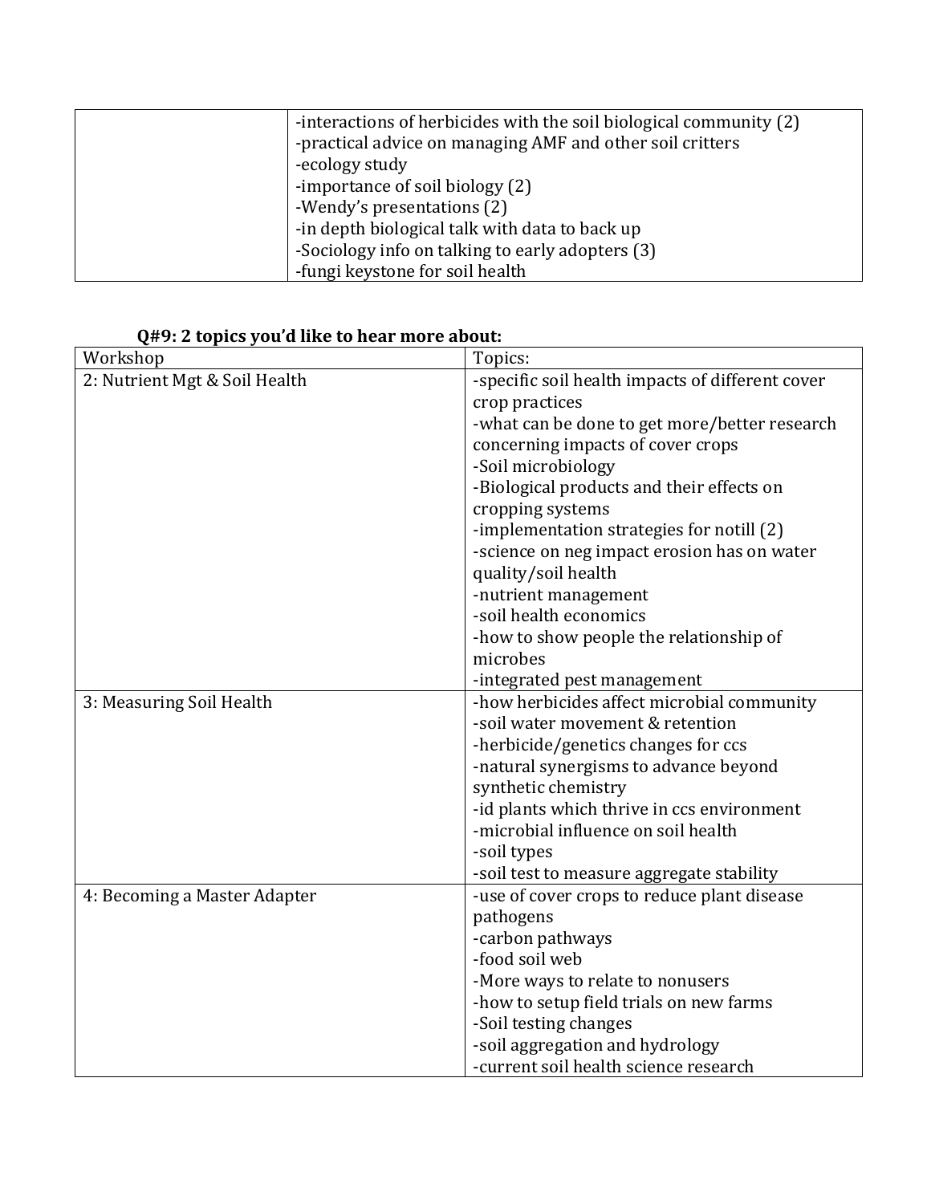| | |
|---|---|
| | -interactions of herbicides with the soil biological community (2)<br>-practical advice on managing AMF and other soil critters<br>-ecology study<br>-importance of soil biology (2)<br>-Wendy's presentations (2)<br>-in depth biological talk with data to back up<br>-Sociology info on talking to early adopters (3)<br>-fungi keystone for soil health |

**Q#9: 2 topics you'd like to hear more about:**

| Workshop | Topics: |
|---|---|
| 2: Nutrient Mgt & Soil Health | -specific soil health impacts of different cover crop practices<br>-what can be done to get more/better research concerning impacts of cover crops<br>-Soil microbiology<br>-Biological products and their effects on cropping systems<br>-implementation strategies for notill (2)<br>-science on neg impact erosion has on water quality/soil health<br>-nutrient management<br>-soil health economics<br>-how to show people the relationship of microbes<br>-integrated pest management |
| 3: Measuring Soil Health | -how herbicides affect microbial community<br>-soil water movement & retention<br>-herbicide/genetics changes for ccs<br>-natural synergisms to advance beyond synthetic chemistry<br>-id plants which thrive in ccs environment<br>-microbial influence on soil health<br>-soil types<br>-soil test to measure aggregate stability |
| 4: Becoming a Master Adapter | -use of cover crops to reduce plant disease pathogens<br>-carbon pathways<br>-food soil web<br>-More ways to relate to nonusers<br>-how to setup field trials on new farms<br>-Soil testing changes<br>-soil aggregation and hydrology<br>-current soil health science research |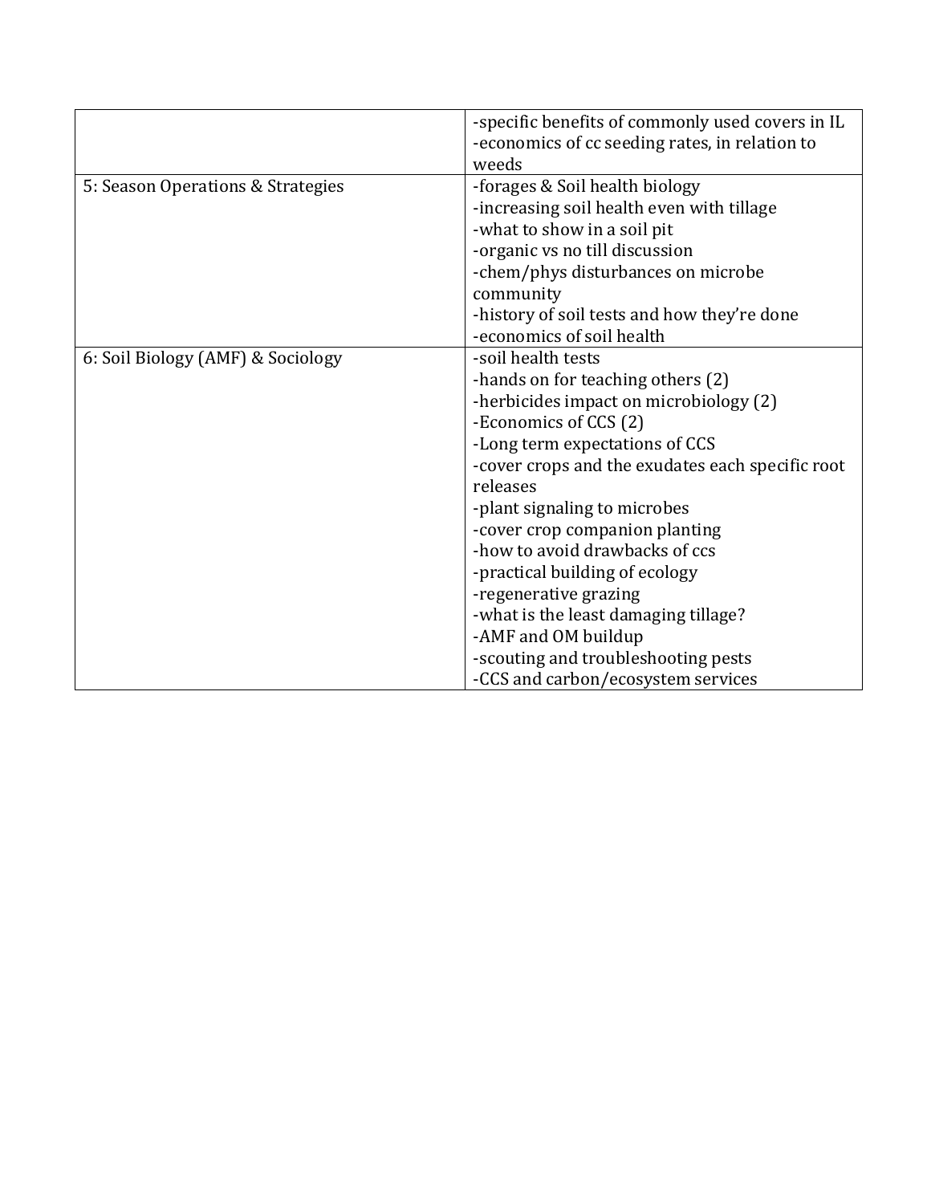| | |
|---|---|
| | -specific benefits of commonly used covers in IL<br>-economics of cc seeding rates, in relation to weeds |
| 5: Season Operations & Strategies | -forages & Soil health biology<br>-increasing soil health even with tillage<br>-what to show in a soil pit<br>-organic vs no till discussion<br>-chem/phys disturbances on microbe community<br>-history of soil tests and how they're done<br>-economics of soil health |
| 6: Soil Biology (AMF) & Sociology | -soil health tests<br>-hands on for teaching others (2)<br>-herbicides impact on microbiology (2)<br>-Economics of CCS (2)<br>-Long term expectations of CCS<br>-cover crops and the exudates each specific root releases<br>-plant signaling to microbes<br>-cover crop companion planting<br>-how to avoid drawbacks of ccs<br>-practical building of ecology<br>-regenerative grazing<br>-what is the least damaging tillage?<br>-AMF and OM buildup<br>-scouting and troubleshooting pests<br>-CCS and carbon/ecosystem services |